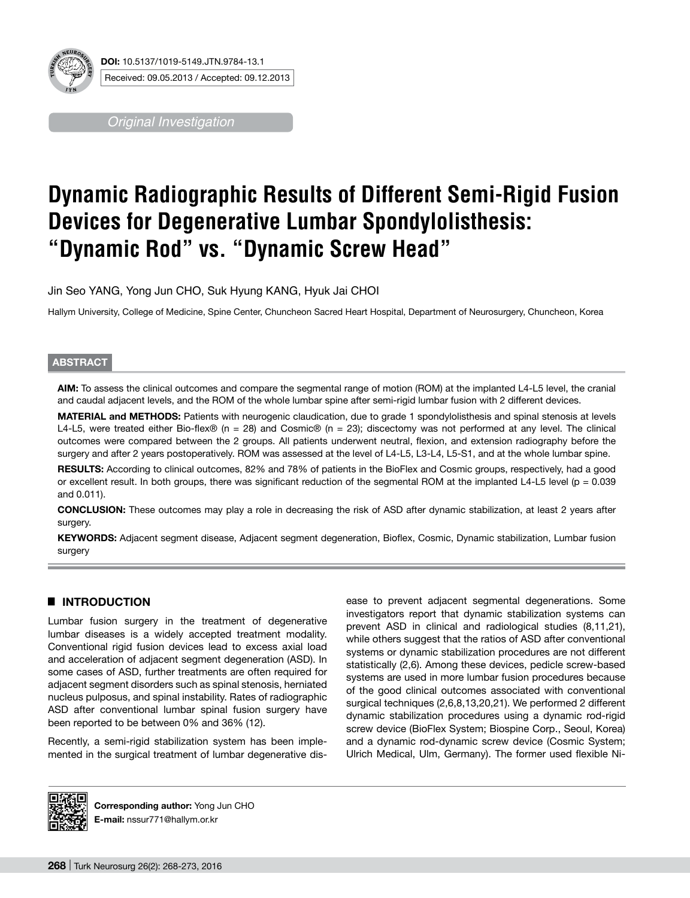DOI: 10.5137/1019-5149.JTN.9784-13.1

Received: 09.05.2013 / Accepted: 09.12.2013

*Original Investigation*

# Dynamic Radiographic Results of Different Semi-Rigid Fusion Devices for Degenerative Lumbar Spondylolisthesis: "Dynamic Rod" vs. "Dynamic Screw Head"

Jin Seo YANG, Yong Jun CHO, Suk Hyung KANG, Hyuk Jai CHOI

Hallym University, College of Medicine, Spine Center, Chuncheon Sacred Heart Hospital, Department of Neurosurgery, Chuncheon, Korea

## ABSTRACT

**AIM:** To assess the clinical outcomes and compare the segmental range of motion (ROM) at the implanted L4-L5 level, the cranial and caudal adjacent levels, and the ROM of the whole lumbar spine after semi-rigid lumbar fusion with 2 different devices.

**MATERIAL and METHODS:** Patients with neurogenic claudication, due to grade 1 spondylolisthesis and spinal stenosis at levels L4-L5, were treated either Bio-flex® (n = 28) and Cosmic® (n = 23); discectomy was not performed at any level. The clinical outcomes were compared between the 2 groups. All patients underwent neutral, flexion, and extension radiography before the surgery and after 2 years postoperatively. ROM was assessed at the level of L4-L5, L3-L4, L5-S1, and at the whole lumbar spine.

**RESULTS:** According to clinical outcomes, 82% and 78% of patients in the BioFlex and Cosmic groups, respectively, had a good or excellent result. In both groups, there was significant reduction of the segmental ROM at the implanted L4-L5 level (p = 0.039 and 0.011).

**CONCLUSION:** These outcomes may play a role in decreasing the risk of ASD after dynamic stabilization, at least 2 years after surgery.

**KEYWORDS:** Adjacent segment disease, Adjacent segment degeneration, Bioflex, Cosmic, Dynamic stabilization, Lumbar fusion surgery

## INTRODUCTION

Lumbar fusion surgery in the treatment of degenerative lumbar diseases is a widely accepted treatment modality. Conventional rigid fusion devices lead to excess axial load and acceleration of adjacent segment degeneration (ASD). In some cases of ASD, further treatments are often required for adjacent segment disorders such as spinal stenosis, herniated nucleus pulposus, and spinal instability. Rates of radiographic ASD after conventional lumbar spinal fusion surgery have been reported to be between 0% and 36% (12).

Recently, a semi-rigid stabilization system has been implemented in the surgical treatment of lumbar degenerative disease to prevent adjacent segmental degenerations. Some investigators report that dynamic stabilization systems can prevent ASD in clinical and radiological studies (8,11,21), while others suggest that the ratios of ASD after conventional systems or dynamic stabilization procedures are not different statistically (2,6). Among these devices, pedicle screw-based systems are used in more lumbar fusion procedures because of the good clinical outcomes associated with conventional surgical techniques (2,6,8,13,20,21). We performed 2 different dynamic stabilization procedures using a dynamic rod-rigid screw device (BioFlex System; Biospine Corp., Seoul, Korea) and a dynamic rod-dynamic screw device (Cosmic System; Ulrich Medical, Ulm, Germany). The former used flexible Ni-

**Corresponding author:** Yong Jun CHO
**E-mail:** nssur771@hallym.or.kr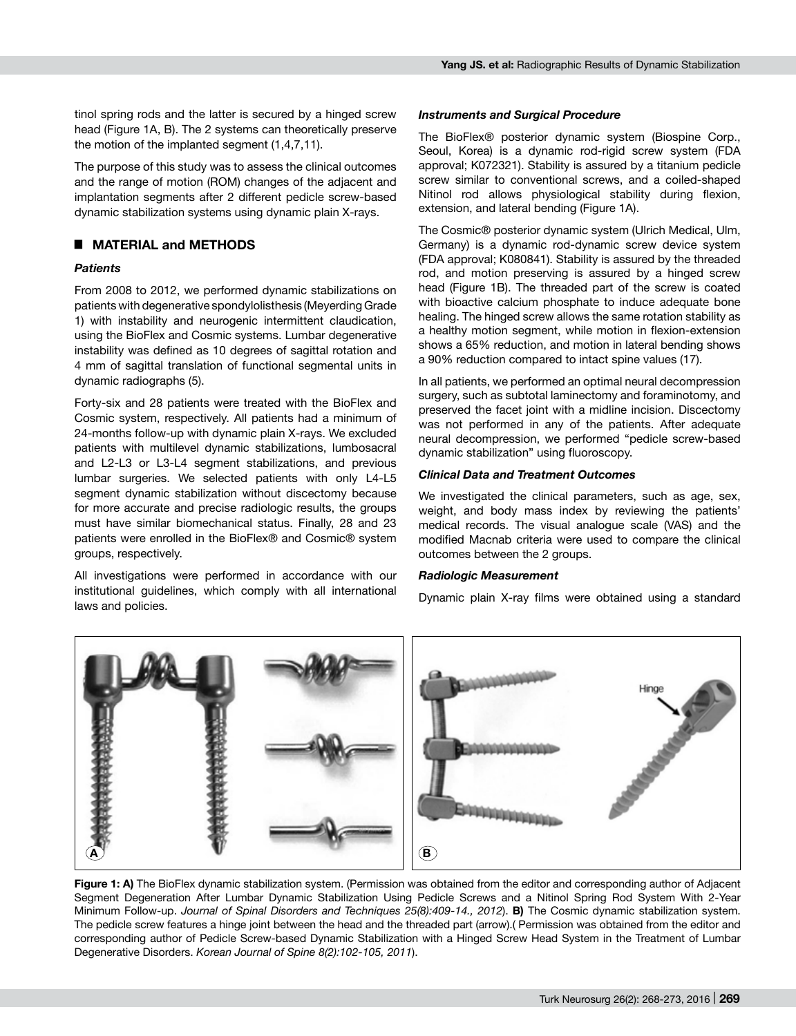tinol spring rods and the latter is secured by a hinged screw head (Figure 1A, B). The 2 systems can theoretically preserve the motion of the implanted segment (1,4,7,11).

The purpose of this study was to assess the clinical outcomes and the range of motion (ROM) changes of the adjacent and implantation segments after 2 different pedicle screw-based dynamic stabilization systems using dynamic plain X-rays.

## ■ MATERIAL and METHODS

### *Patients*

From 2008 to 2012, we performed dynamic stabilizations on patients with degenerative spondylolisthesis (Meyerding Grade 1) with instability and neurogenic intermittent claudication, using the BioFlex and Cosmic systems. Lumbar degenerative instability was defined as 10 degrees of sagittal rotation and 4 mm of sagittal translation of functional segmental units in dynamic radiographs (5).

Forty-six and 28 patients were treated with the BioFlex and Cosmic system, respectively. All patients had a minimum of 24-months follow-up with dynamic plain X-rays. We excluded patients with multilevel dynamic stabilizations, lumbosacral and L2-L3 or L3-L4 segment stabilizations, and previous lumbar surgeries. We selected patients with only L4-L5 segment dynamic stabilization without discectomy because for more accurate and precise radiologic results, the groups must have similar biomechanical status. Finally, 28 and 23 patients were enrolled in the BioFlex® and Cosmic® system groups, respectively.

All investigations were performed in accordance with our institutional guidelines, which comply with all international laws and policies.

### *Instruments and Surgical Procedure*

The BioFlex® posterior dynamic system (Biospine Corp., Seoul, Korea) is a dynamic rod-rigid screw system (FDA approval; K072321). Stability is assured by a titanium pedicle screw similar to conventional screws, and a coiled-shaped Nitinol rod allows physiological stability during flexion, extension, and lateral bending (Figure 1A).

The Cosmic® posterior dynamic system (Ulrich Medical, Ulm, Germany) is a dynamic rod-dynamic screw device system (FDA approval; K080841). Stability is assured by the threaded rod, and motion preserving is assured by a hinged screw head (Figure 1B). The threaded part of the screw is coated with bioactive calcium phosphate to induce adequate bone healing. The hinged screw allows the same rotation stability as a healthy motion segment, while motion in flexion-extension shows a 65% reduction, and motion in lateral bending shows a 90% reduction compared to intact spine values (17).

In all patients, we performed an optimal neural decompression surgery, such as subtotal laminectomy and foraminotomy, and preserved the facet joint with a midline incision. Discectomy was not performed in any of the patients. After adequate neural decompression, we performed "pedicle screw-based dynamic stabilization" using fluoroscopy.

### *Clinical Data and Treatment Outcomes*

We investigated the clinical parameters, such as age, sex, weight, and body mass index by reviewing the patients' medical records. The visual analogue scale (VAS) and the modified Macnab criteria were used to compare the clinical outcomes between the 2 groups.

### *Radiologic Measurement*

Dynamic plain X-ray films were obtained using a standard

**Figure 1: A)** The BioFlex dynamic stabilization system. (Permission was obtained from the editor and corresponding author of Adjacent Segment Degeneration After Lumbar Dynamic Stabilization Using Pedicle Screws and a Nitinol Spring Rod System With 2-Year Minimum Follow-up. *Journal of Spinal Disorders and Techniques 25(8):409-14., 2012*). **B)** The Cosmic dynamic stabilization system. The pedicle screw features a hinge joint between the head and the threaded part (arrow).( Permission was obtained from the editor and corresponding author of Pedicle Screw-based Dynamic Stabilization with a Hinged Screw Head System in the Treatment of Lumbar Degenerative Disorders. *Korean Journal of Spine 8(2):102-105, 2011*).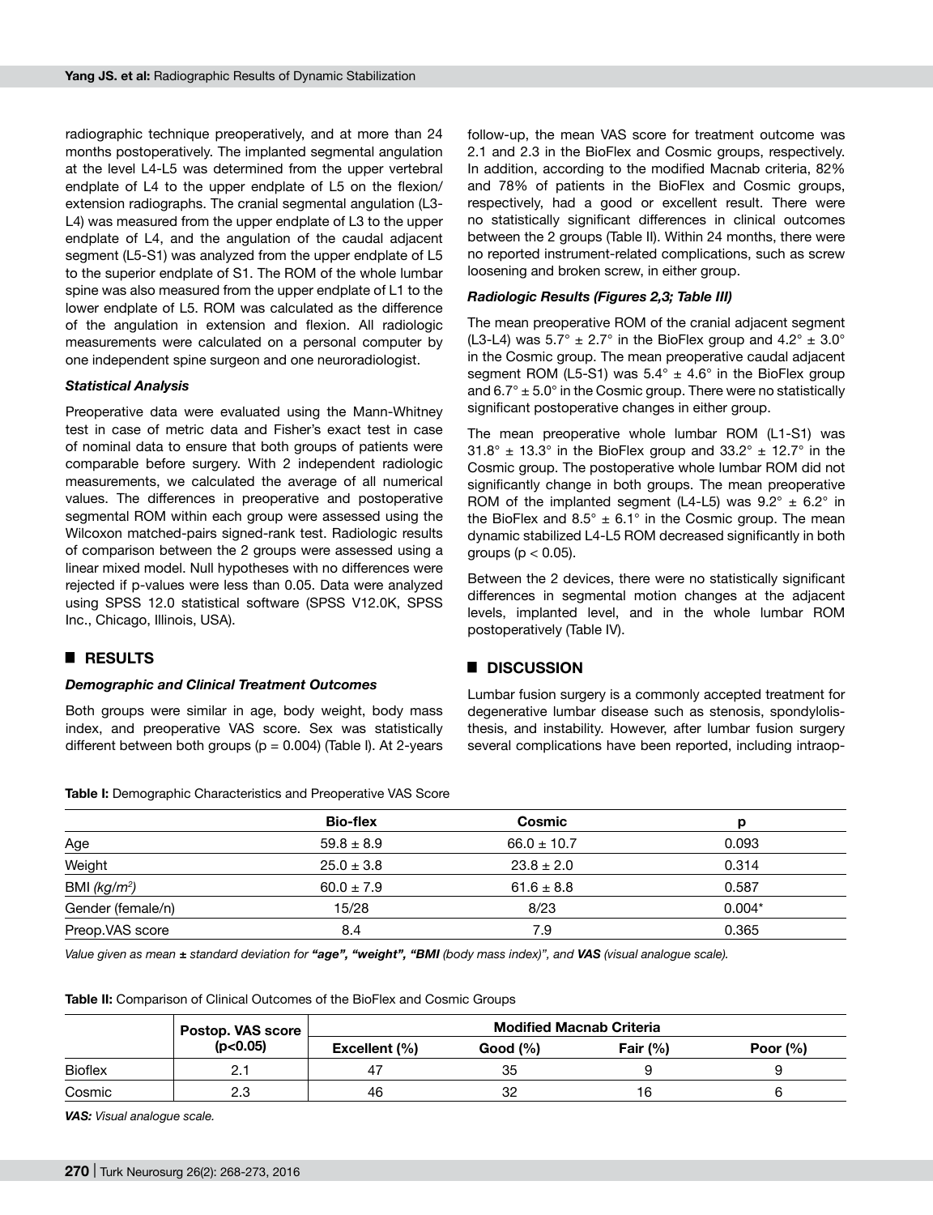radiographic technique preoperatively, and at more than 24 months postoperatively. The implanted segmental angulation at the level L4-L5 was determined from the upper vertebral endplate of L4 to the upper endplate of L5 on the flexion/extension radiographs. The cranial segmental angulation (L3-L4) was measured from the upper endplate of L3 to the upper endplate of L4, and the angulation of the caudal adjacent segment (L5-S1) was analyzed from the upper endplate of L5 to the superior endplate of S1. The ROM of the whole lumbar spine was also measured from the upper endplate of L1 to the lower endplate of L5. ROM was calculated as the difference of the angulation in extension and flexion. All radiologic measurements were calculated on a personal computer by one independent spine surgeon and one neuroradiologist.

### *Statistical Analysis*

Preoperative data were evaluated using the Mann-Whitney test in case of metric data and Fisher's exact test in case of nominal data to ensure that both groups of patients were comparable before surgery. With 2 independent radiologic measurements, we calculated the average of all numerical values. The differences in preoperative and postoperative segmental ROM within each group were assessed using the Wilcoxon matched-pairs signed-rank test. Radiologic results of comparison between the 2 groups were assessed using a linear mixed model. Null hypotheses with no differences were rejected if p-values were less than 0.05. Data were analyzed using SPSS 12.0 statistical software (SPSS V12.0K, SPSS Inc., Chicago, Illinois, USA).

## RESULTS

### *Demographic and Clinical Treatment Outcomes*

Both groups were similar in age, body weight, body mass index, and preoperative VAS score. Sex was statistically different between both groups ($p = 0.004$) (Table I). At 2-years follow-up, the mean VAS score for treatment outcome was 2.1 and 2.3 in the BioFlex and Cosmic groups, respectively. In addition, according to the modified Macnab criteria, 82% and 78% of patients in the BioFlex and Cosmic groups, respectively, had a good or excellent result. There were no statistically significant differences in clinical outcomes between the 2 groups (Table II). Within 24 months, there were no reported instrument-related complications, such as screw loosening and broken screw, in either group.

### *Radiologic Results (Figures 2,3; Table III)*

The mean preoperative ROM of the cranial adjacent segment (L3-L4) was 5.7° ± 2.7° in the BioFlex group and 4.2° ± 3.0° in the Cosmic group. The mean preoperative caudal adjacent segment ROM (L5-S1) was 5.4° ± 4.6° in the BioFlex group and 6.7° ± 5.0° in the Cosmic group. There were no statistically significant postoperative changes in either group.

The mean preoperative whole lumbar ROM (L1-S1) was 31.8° ± 13.3° in the BioFlex group and 33.2° ± 12.7° in the Cosmic group. The postoperative whole lumbar ROM did not significantly change in both groups. The mean preoperative ROM of the implanted segment (L4-L5) was 9.2° ± 6.2° in the BioFlex and 8.5° ± 6.1° in the Cosmic group. The mean dynamic stabilized L4-L5 ROM decreased significantly in both groups ($p < 0.05$).

Between the 2 devices, there were no statistically significant differences in segmental motion changes at the adjacent levels, implanted level, and in the whole lumbar ROM postoperatively (Table IV).

## DISCUSSION

Lumbar fusion surgery is a commonly accepted treatment for degenerative lumbar disease such as stenosis, spondylolisthesis, and instability. However, after lumbar fusion surgery several complications have been reported, including intraop-

**Table I:** Demographic Characteristics and Preoperative VAS Score

| | Bio-flex | Cosmic | p |
|---|---|---|---|
| Age | 59.8 ± 8.9 | 66.0 ± 10.7 | 0.093 |
| Weight | 25.0 ± 3.8 | 23.8 ± 2.0 | 0.314 |
| BMI *(kg/m²)* | 60.0 ± 7.9 | 61.6 ± 8.8 | 0.587 |
| Gender (female/n) | 15/28 | 8/23 | 0.004* |
| Preop.VAS score | 8.4 | 7.9 | 0.365 |

*Value given as mean ± standard deviation for **"age", "weight", "BMI** (body mass index)", and **VAS** (visual analogue scale).*

**Table II:** Comparison of Clinical Outcomes of the BioFlex and Cosmic Groups

| | Postop. VAS score (p<0.05) | Modified Macnab Criteria | | | |
|---|---|---|---|---|---|
| | | Excellent (%) | Good (%) | Fair (%) | Poor (%) |
| Bioflex | 2.1 | 47 | 35 | 9 | 9 |
| Cosmic | 2.3 | 46 | 32 | 16 | 6 |

***VAS:** Visual analogue scale.*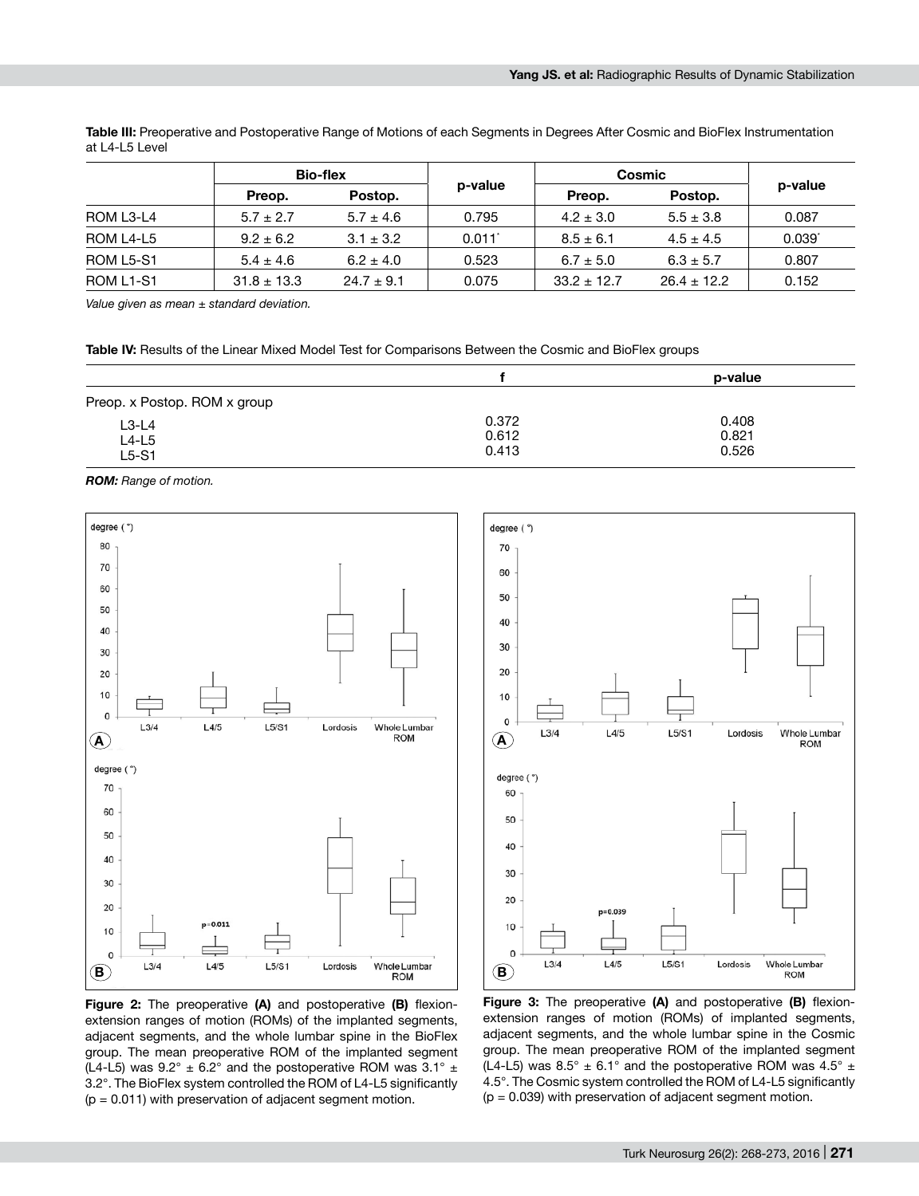**Table III:** Preoperative and Postoperative Range of Motions of each Segments in Degrees After Cosmic and BioFlex Instrumentation at L4-L5 Level

| | Bio-flex | | p-value | Cosmic | | p-value |
|---|---|---|---|---|---|---|
| | Preop. | Postop. | | Preop. | Postop. | |
| ROM L3-L4 | 5.7 ± 2.7 | 5.7 ± 4.6 | 0.795 | 4.2 ± 3.0 | 5.5 ± 3.8 | 0.087 |
| ROM L4-L5 | 9.2 ± 6.2 | 3.1 ± 3.2 | 0.011* | 8.5 ± 6.1 | 4.5 ± 4.5 | 0.039* |
| ROM L5-S1 | 5.4 ± 4.6 | 6.2 ± 4.0 | 0.523 | 6.7 ± 5.0 | 6.3 ± 5.7 | 0.807 |
| ROM L1-S1 | 31.8 ± 13.3 | 24.7 ± 9.1 | 0.075 | 33.2 ± 12.7 | 26.4 ± 12.2 | 0.152 |

*Value given as mean ± standard deviation.*

**Table IV:** Results of the Linear Mixed Model Test for Comparisons Between the Cosmic and BioFlex groups

| | f | p-value |
|---|---|---|
| Preop. x Postop. ROM x group | | |
| L3-L4 | 0.372 | 0.408 |
| L4-L5 | 0.612 | 0.821 |
| L5-S1 | 0.413 | 0.526 |

***ROM:** Range of motion.*

**Figure 2:** The preoperative **(A)** and postoperative **(B)** flexion-extension ranges of motion (ROMs) of the implanted segments, adjacent segments, and the whole lumbar spine in the BioFlex group. The mean preoperative ROM of the implanted segment (L4-L5) was 9.2° ± 6.2° and the postoperative ROM was 3.1° ± 3.2°. The BioFlex system controlled the ROM of L4-L5 significantly (p = 0.011) with preservation of adjacent segment motion.

**Figure 3:** The preoperative **(A)** and postoperative **(B)** flexion-extension ranges of motion (ROMs) of implanted segments, adjacent segments, and the whole lumbar spine in the Cosmic group. The mean preoperative ROM of the implanted segment (L4-L5) was 8.5° ± 6.1° and the postoperative ROM was 4.5° ± 4.5°. The Cosmic system controlled the ROM of L4-L5 significantly (p = 0.039) with preservation of adjacent segment motion.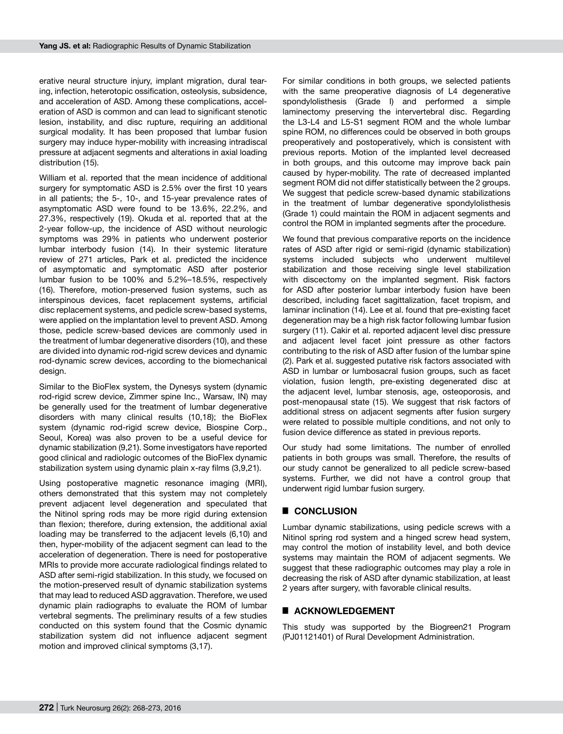erative neural structure injury, implant migration, dural tearing, infection, heterotopic ossification, osteolysis, subsidence, and acceleration of ASD. Among these complications, acceleration of ASD is common and can lead to significant stenotic lesion, instability, and disc rupture, requiring an additional surgical modality. It has been proposed that lumbar fusion surgery may induce hyper-mobility with increasing intradiscal pressure at adjacent segments and alterations in axial loading distribution (15).

William et al. reported that the mean incidence of additional surgery for symptomatic ASD is 2.5% over the first 10 years in all patients; the 5-, 10-, and 15-year prevalence rates of asymptomatic ASD were found to be 13.6%, 22.2%, and 27.3%, respectively (19). Okuda et al. reported that at the 2-year follow-up, the incidence of ASD without neurologic symptoms was 29% in patients who underwent posterior lumbar interbody fusion (14). In their systemic literature review of 271 articles, Park et al. predicted the incidence of asymptomatic and symptomatic ASD after posterior lumbar fusion to be 100% and 5.2%–18.5%, respectively (16). Therefore, motion-preserved fusion systems, such as interspinous devices, facet replacement systems, artificial disc replacement systems, and pedicle screw-based systems, were applied on the implantation level to prevent ASD. Among those, pedicle screw-based devices are commonly used in the treatment of lumbar degenerative disorders (10), and these are divided into dynamic rod-rigid screw devices and dynamic rod-dynamic screw devices, according to the biomechanical design.

Similar to the BioFlex system, the Dynesys system (dynamic rod-rigid screw device, Zimmer spine Inc., Warsaw, IN) may be generally used for the treatment of lumbar degenerative disorders with many clinical results (10,18); the BioFlex system (dynamic rod-rigid screw device, Biospine Corp., Seoul, Korea) was also proven to be a useful device for dynamic stabilization (9,21). Some investigators have reported good clinical and radiologic outcomes of the BioFlex dynamic stabilization system using dynamic plain x-ray films (3,9,21).

Using postoperative magnetic resonance imaging (MRI), others demonstrated that this system may not completely prevent adjacent level degeneration and speculated that the Nitinol spring rods may be more rigid during extension than flexion; therefore, during extension, the additional axial loading may be transferred to the adjacent levels (6,10) and then, hyper-mobility of the adjacent segment can lead to the acceleration of degeneration. There is need for postoperative MRIs to provide more accurate radiological findings related to ASD after semi-rigid stabilization. In this study, we focused on the motion-preserved result of dynamic stabilization systems that may lead to reduced ASD aggravation. Therefore, we used dynamic plain radiographs to evaluate the ROM of lumbar vertebral segments. The preliminary results of a few studies conducted on this system found that the Cosmic dynamic stabilization system did not influence adjacent segment motion and improved clinical symptoms (3,17).

For similar conditions in both groups, we selected patients with the same preoperative diagnosis of L4 degenerative spondylolisthesis (Grade I) and performed a simple laminectomy preserving the intervertebral disc. Regarding the L3-L4 and L5-S1 segment ROM and the whole lumbar spine ROM, no differences could be observed in both groups preoperatively and postoperatively, which is consistent with previous reports. Motion of the implanted level decreased in both groups, and this outcome may improve back pain caused by hyper-mobility. The rate of decreased implanted segment ROM did not differ statistically between the 2 groups. We suggest that pedicle screw-based dynamic stabilizations in the treatment of lumbar degenerative spondylolisthesis (Grade 1) could maintain the ROM in adjacent segments and control the ROM in implanted segments after the procedure.

We found that previous comparative reports on the incidence rates of ASD after rigid or semi-rigid (dynamic stabilization) systems included subjects who underwent multilevel stabilization and those receiving single level stabilization with discectomy on the implanted segment. Risk factors for ASD after posterior lumbar interbody fusion have been described, including facet sagittalization, facet tropism, and laminar inclination (14). Lee et al. found that pre-existing facet degeneration may be a high risk factor following lumbar fusion surgery (11). Cakir et al. reported adjacent level disc pressure and adjacent level facet joint pressure as other factors contributing to the risk of ASD after fusion of the lumbar spine (2). Park et al. suggested putative risk factors associated with ASD in lumbar or lumbosacral fusion groups, such as facet violation, fusion length, pre-existing degenerated disc at the adjacent level, lumbar stenosis, age, osteoporosis, and post-menopausal state (15). We suggest that risk factors of additional stress on adjacent segments after fusion surgery were related to possible multiple conditions, and not only to fusion device difference as stated in previous reports.

Our study had some limitations. The number of enrolled patients in both groups was small. Therefore, the results of our study cannot be generalized to all pedicle screw-based systems. Further, we did not have a control group that underwent rigid lumbar fusion surgery.

## CONCLUSION

Lumbar dynamic stabilizations, using pedicle screws with a Nitinol spring rod system and a hinged screw head system, may control the motion of instability level, and both device systems may maintain the ROM of adjacent segments. We suggest that these radiographic outcomes may play a role in decreasing the risk of ASD after dynamic stabilization, at least 2 years after surgery, with favorable clinical results.

## ACKNOWLEDGEMENT

This study was supported by the Biogreen21 Program (PJ01121401) of Rural Development Administration.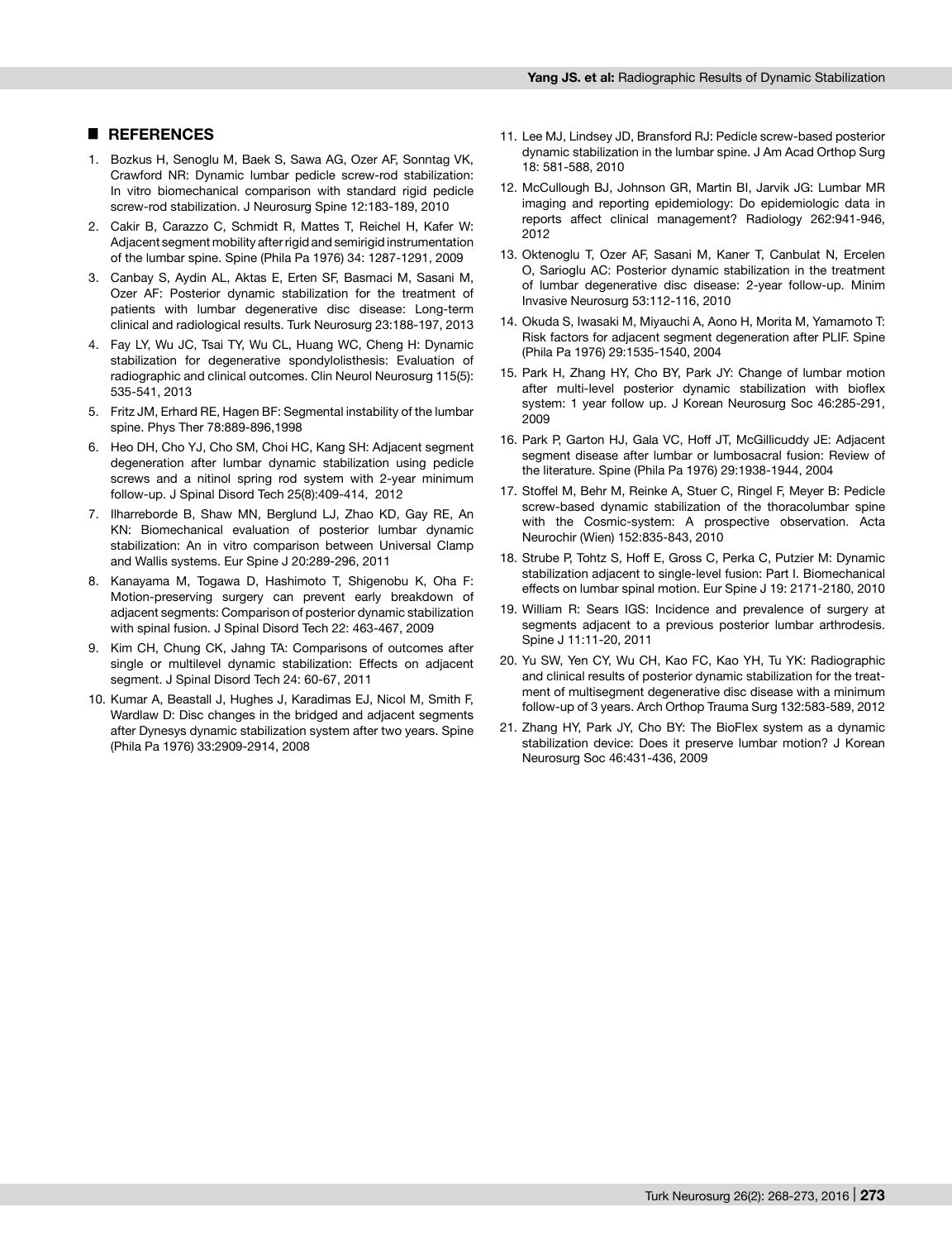## REFERENCES

1. Bozkus H, Senoglu M, Baek S, Sawa AG, Ozer AF, Sonntag VK, Crawford NR: Dynamic lumbar pedicle screw-rod stabilization: In vitro biomechanical comparison with standard rigid pedicle screw-rod stabilization. J Neurosurg Spine 12:183-189, 2010
2. Cakir B, Carazzo C, Schmidt R, Mattes T, Reichel H, Kafer W: Adjacent segment mobility after rigid and semirigid instrumentation of the lumbar spine. Spine (Phila Pa 1976) 34: 1287-1291, 2009
3. Canbay S, Aydin AL, Aktas E, Erten SF, Basmaci M, Sasani M, Ozer AF: Posterior dynamic stabilization for the treatment of patients with lumbar degenerative disc disease: Long-term clinical and radiological results. Turk Neurosurg 23:188-197, 2013
4. Fay LY, Wu JC, Tsai TY, Wu CL, Huang WC, Cheng H: Dynamic stabilization for degenerative spondylolisthesis: Evaluation of radiographic and clinical outcomes. Clin Neurol Neurosurg 115(5): 535-541, 2013
5. Fritz JM, Erhard RE, Hagen BF: Segmental instability of the lumbar spine. Phys Ther 78:889-896,1998
6. Heo DH, Cho YJ, Cho SM, Choi HC, Kang SH: Adjacent segment degeneration after lumbar dynamic stabilization using pedicle screws and a nitinol spring rod system with 2-year minimum follow-up. J Spinal Disord Tech 25(8):409-414, 2012
7. Ilharreborde B, Shaw MN, Berglund LJ, Zhao KD, Gay RE, An KN: Biomechanical evaluation of posterior lumbar dynamic stabilization: An in vitro comparison between Universal Clamp and Wallis systems. Eur Spine J 20:289-296, 2011
8. Kanayama M, Togawa D, Hashimoto T, Shigenobu K, Oha F: Motion-preserving surgery can prevent early breakdown of adjacent segments: Comparison of posterior dynamic stabilization with spinal fusion. J Spinal Disord Tech 22: 463-467, 2009
9. Kim CH, Chung CK, Jahng TA: Comparisons of outcomes after single or multilevel dynamic stabilization: Effects on adjacent segment. J Spinal Disord Tech 24: 60-67, 2011
10. Kumar A, Beastall J, Hughes J, Karadimas EJ, Nicol M, Smith F, Wardlaw D: Disc changes in the bridged and adjacent segments after Dynesys dynamic stabilization system after two years. Spine (Phila Pa 1976) 33:2909-2914, 2008
11. Lee MJ, Lindsey JD, Bransford RJ: Pedicle screw-based posterior dynamic stabilization in the lumbar spine. J Am Acad Orthop Surg 18: 581-588, 2010
12. McCullough BJ, Johnson GR, Martin BI, Jarvik JG: Lumbar MR imaging and reporting epidemiology: Do epidemiologic data in reports affect clinical management? Radiology 262:941-946, 2012
13. Oktenoglu T, Ozer AF, Sasani M, Kaner T, Canbulat N, Ercelen O, Sarioglu AC: Posterior dynamic stabilization in the treatment of lumbar degenerative disc disease: 2-year follow-up. Minim Invasive Neurosurg 53:112-116, 2010
14. Okuda S, Iwasaki M, Miyauchi A, Aono H, Morita M, Yamamoto T: Risk factors for adjacent segment degeneration after PLIF. Spine (Phila Pa 1976) 29:1535-1540, 2004
15. Park H, Zhang HY, Cho BY, Park JY: Change of lumbar motion after multi-level posterior dynamic stabilization with bioflex system: 1 year follow up. J Korean Neurosurg Soc 46:285-291, 2009
16. Park P, Garton HJ, Gala VC, Hoff JT, McGillicuddy JE: Adjacent segment disease after lumbar or lumbosacral fusion: Review of the literature. Spine (Phila Pa 1976) 29:1938-1944, 2004
17. Stoffel M, Behr M, Reinke A, Stuer C, Ringel F, Meyer B: Pedicle screw-based dynamic stabilization of the thoracolumbar spine with the Cosmic-system: A prospective observation. Acta Neurochir (Wien) 152:835-843, 2010
18. Strube P, Tohtz S, Hoff E, Gross C, Perka C, Putzier M: Dynamic stabilization adjacent to single-level fusion: Part I. Biomechanical effects on lumbar spinal motion. Eur Spine J 19: 2171-2180, 2010
19. William R: Sears IGS: Incidence and prevalence of surgery at segments adjacent to a previous posterior lumbar arthrodesis. Spine J 11:11-20, 2011
20. Yu SW, Yen CY, Wu CH, Kao FC, Kao YH, Tu YK: Radiographic and clinical results of posterior dynamic stabilization for the treatment of multisegment degenerative disc disease with a minimum follow-up of 3 years. Arch Orthop Trauma Surg 132:583-589, 2012
21. Zhang HY, Park JY, Cho BY: The BioFlex system as a dynamic stabilization device: Does it preserve lumbar motion? J Korean Neurosurg Soc 46:431-436, 2009